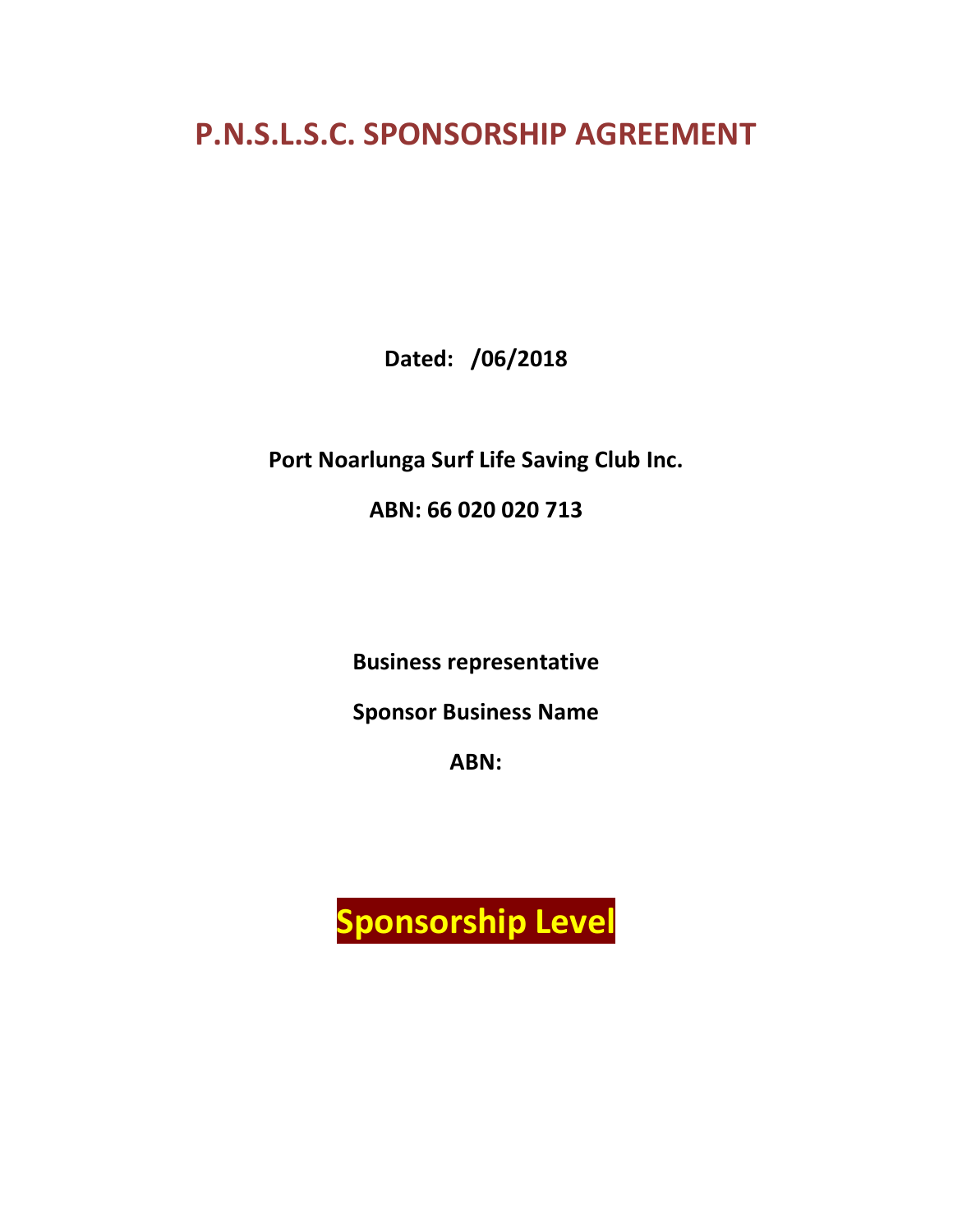# P.N.S.L.S.C. SPONSORSHIP AGREEMENT

**Dated: /06/2018**

**Port Noarlunga Surf Life Saving Club Inc.**

**ABN: 66 020 020 713**

**Business representative**

**Sponsor Business Name**

**ABN:**

## Sponsorship Level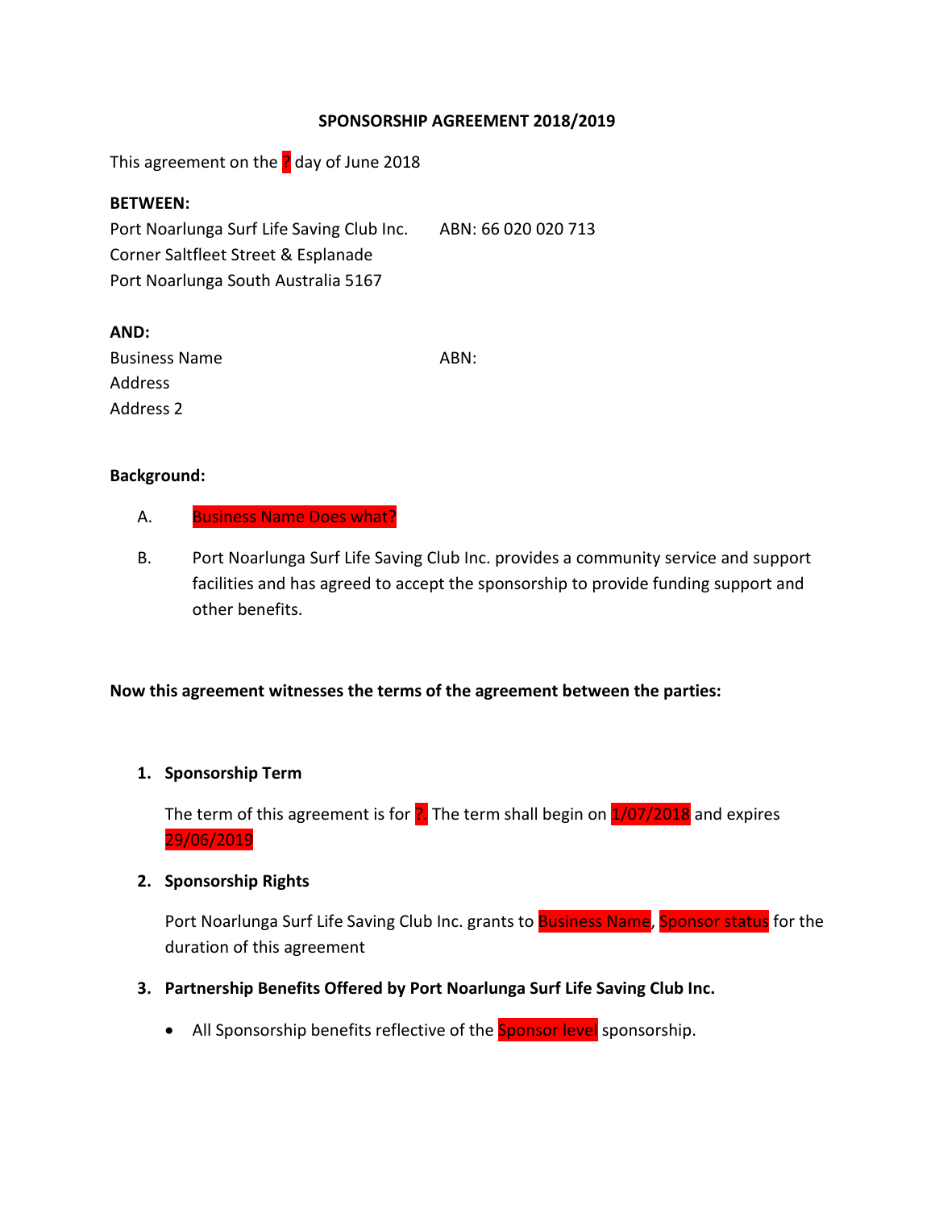**SPONSORSHIP AGREEMENT 2018/2019**

This agreement on the ? day of June 2018

**BETWEEN:**

Port Noarlunga Surf Life Saving Club Inc. ABN: 66 020 020 713
Corner Saltfleet Street & Esplanade
Port Noarlunga South Australia 5167

**AND:**

Business Name ABN:
Address
Address 2

**Background:**

A. Business Name Does what?

B. Port Noarlunga Surf Life Saving Club Inc. provides a community service and support facilities and has agreed to accept the sponsorship to provide funding support and other benefits.

**Now this agreement witnesses the terms of the agreement between the parties:**

1. **Sponsorship Term**

   The term of this agreement is for ?. The term shall begin on 1/07/2018 and expires 29/06/2019

2. **Sponsorship Rights**

   Port Noarlunga Surf Life Saving Club Inc. grants to Business Name, Sponsor status for the duration of this agreement

3. **Partnership Benefits Offered by Port Noarlunga Surf Life Saving Club Inc.**

   - All Sponsorship benefits reflective of the Sponsor level sponsorship.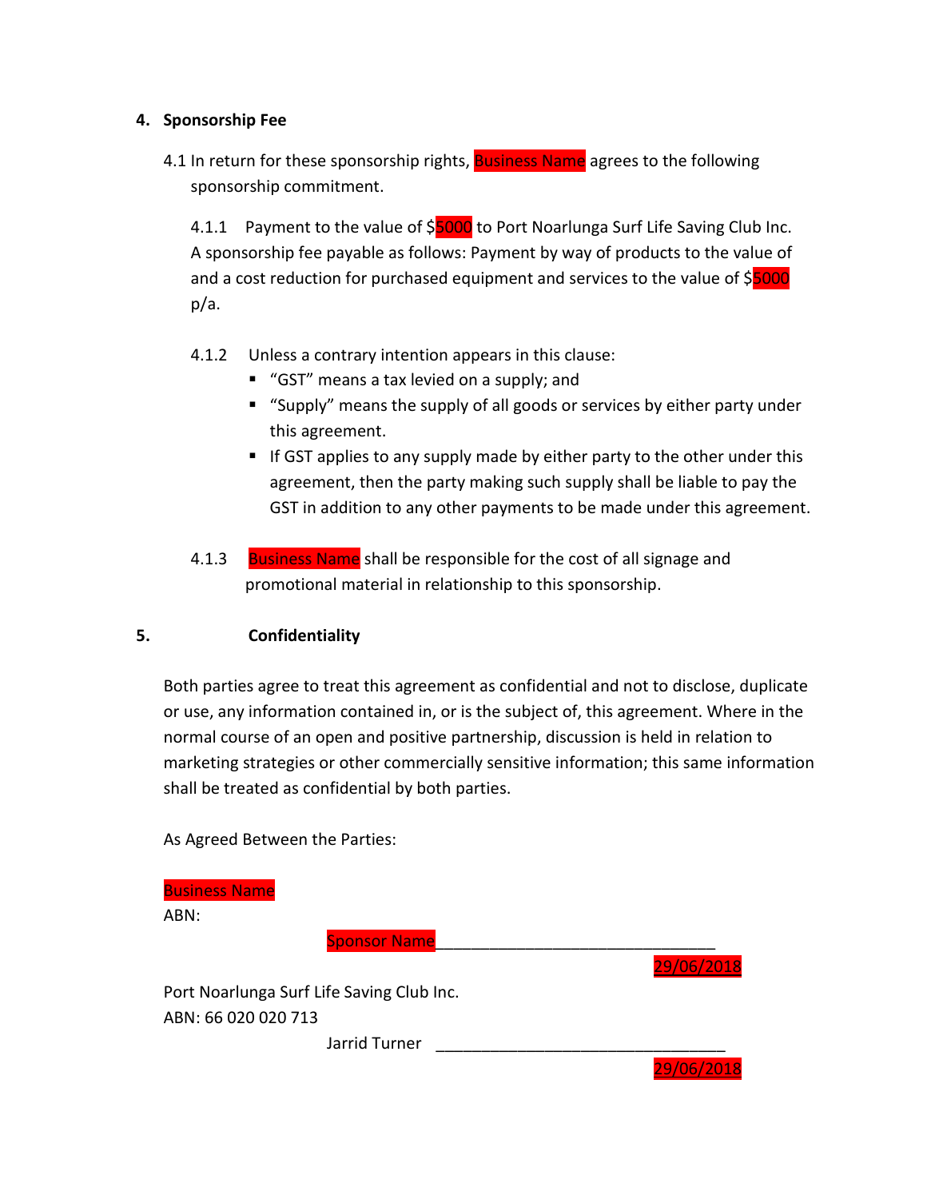4. **Sponsorship Fee**

4.1 In return for these sponsorship rights, Business Name agrees to the following sponsorship commitment.

4.1.1 Payment to the value of $5000 to Port Noarlunga Surf Life Saving Club Inc. A sponsorship fee payable as follows: Payment by way of products to the value of and a cost reduction for purchased equipment and services to the value of $5000 p/a.

4.1.2 Unless a contrary intention appears in this clause:

- "GST" means a tax levied on a supply; and
- "Supply" means the supply of all goods or services by either party under this agreement.
- If GST applies to any supply made by either party to the other under this agreement, then the party making such supply shall be liable to pay the GST in addition to any other payments to be made under this agreement.

4.1.3 Business Name shall be responsible for the cost of all signage and promotional material in relationship to this sponsorship.

5. **Confidentiality**

Both parties agree to treat this agreement as confidential and not to disclose, duplicate or use, any information contained in, or is the subject of, this agreement. Where in the normal course of an open and positive partnership, discussion is held in relation to marketing strategies or other commercially sensitive information; this same information shall be treated as confidential by both parties.

As Agreed Between the Parties:

Business Name
ABN:

Sponsor Name ______________________________

29/06/2018

Port Noarlunga Surf Life Saving Club Inc.
ABN: 66 020 020 713

Jarrid Turner ______________________________

29/06/2018